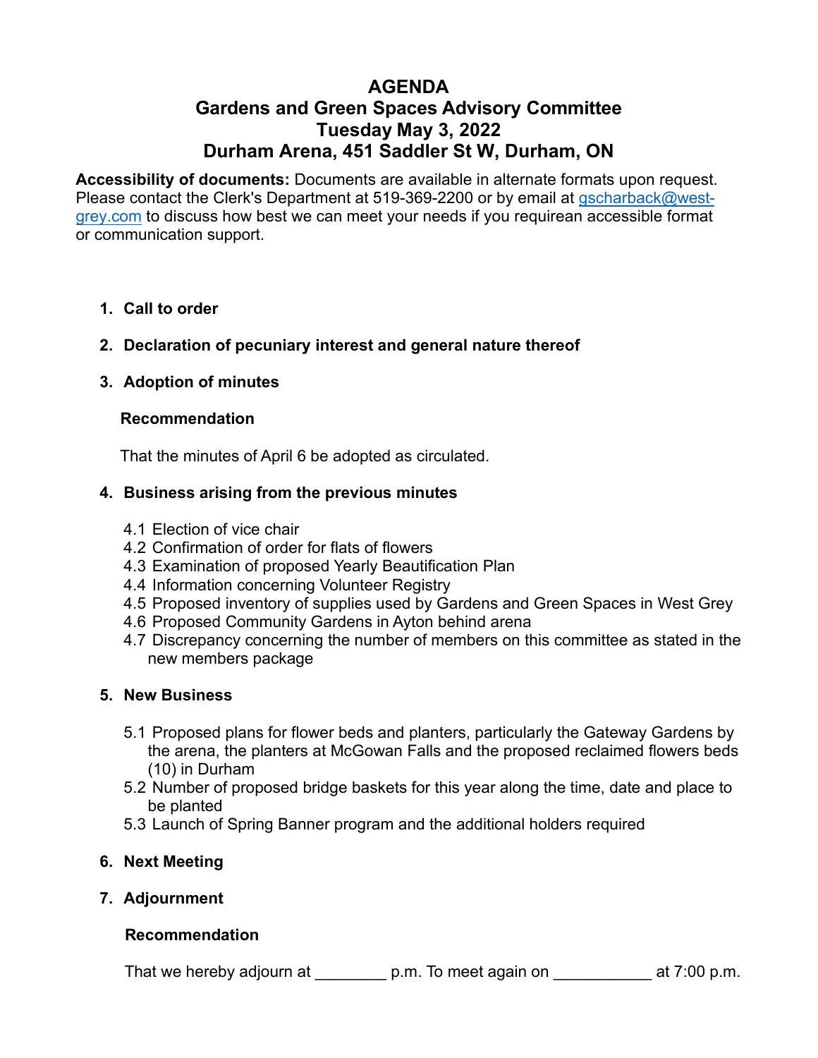# AGENDA
# Gardens and Green Spaces Advisory Committee
# Tuesday May 3, 2022
# Durham Arena, 451 Saddler St W, Durham, ON

**Accessibility of documents:** Documents are available in alternate formats upon request. Please contact the Clerk's Department at 519-369-2200 or by email at gscharback@west-grey.com to discuss how best we can meet your needs if you requirean accessible format or communication support.

1. **Call to order**

2. **Declaration of pecuniary interest and general nature thereof**

3. **Adoption of minutes**

   **Recommendation**

   That the minutes of April 6 be adopted as circulated.

4. **Business arising from the previous minutes**

   4.1 Election of vice chair
   4.2 Confirmation of order for flats of flowers
   4.3 Examination of proposed Yearly Beautification Plan
   4.4 Information concerning Volunteer Registry
   4.5 Proposed inventory of supplies used by Gardens and Green Spaces in West Grey
   4.6 Proposed Community Gardens in Ayton behind arena
   4.7 Discrepancy concerning the number of members on this committee as stated in the new members package

5. **New Business**

   5.1 Proposed plans for flower beds and planters, particularly the Gateway Gardens by the arena, the planters at McGowan Falls and the proposed reclaimed flowers beds (10) in Durham
   5.2 Number of proposed bridge baskets for this year along the time, date and place to be planted
   5.3 Launch of Spring Banner program and the additional holders required

6. **Next Meeting**

7. **Adjournment**

   **Recommendation**

   That we hereby adjourn at ________ p.m. To meet again on ___________ at 7:00 p.m.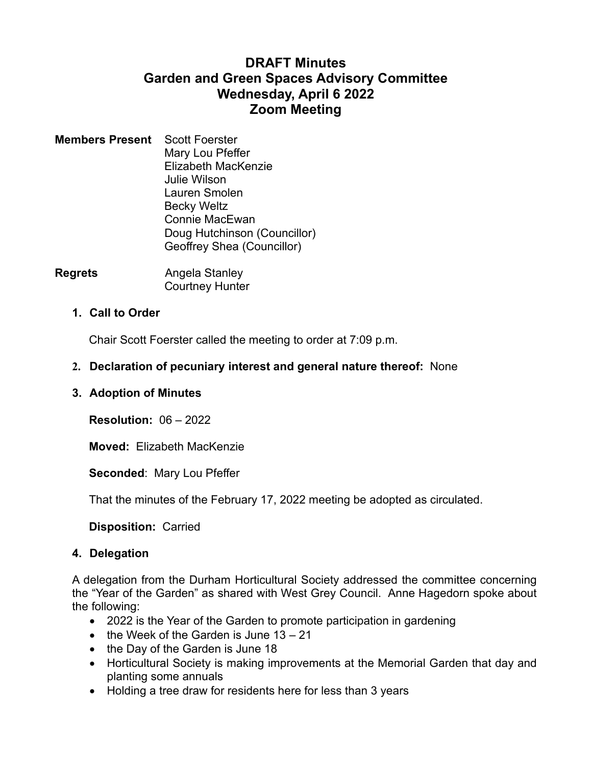# DRAFT Minutes
# Garden and Green Spaces Advisory Committee
# Wednesday, April 6 2022
# Zoom Meeting

**Members Present** Scott Foerster
Mary Lou Pfeffer
Elizabeth MacKenzie
Julie Wilson
Lauren Smolen
Becky Weltz
Connie MacEwan
Doug Hutchinson (Councillor)
Geoffrey Shea (Councillor)

**Regrets** Angela Stanley
Courtney Hunter

1. **Call to Order**

   Chair Scott Foerster called the meeting to order at 7:09 p.m.

2. **Declaration of pecuniary interest and general nature thereof:** None

3. **Adoption of Minutes**

   **Resolution:** 06 – 2022

   **Moved:** Elizabeth MacKenzie

   **Seconded**: Mary Lou Pfeffer

   That the minutes of the February 17, 2022 meeting be adopted as circulated.

   **Disposition:** Carried

4. **Delegation**

A delegation from the Durham Horticultural Society addressed the committee concerning the "Year of the Garden" as shared with West Grey Council. Anne Hagedorn spoke about the following:

- 2022 is the Year of the Garden to promote participation in gardening
- the Week of the Garden is June 13 – 21
- the Day of the Garden is June 18
- Horticultural Society is making improvements at the Memorial Garden that day and planting some annuals
- Holding a tree draw for residents here for less than 3 years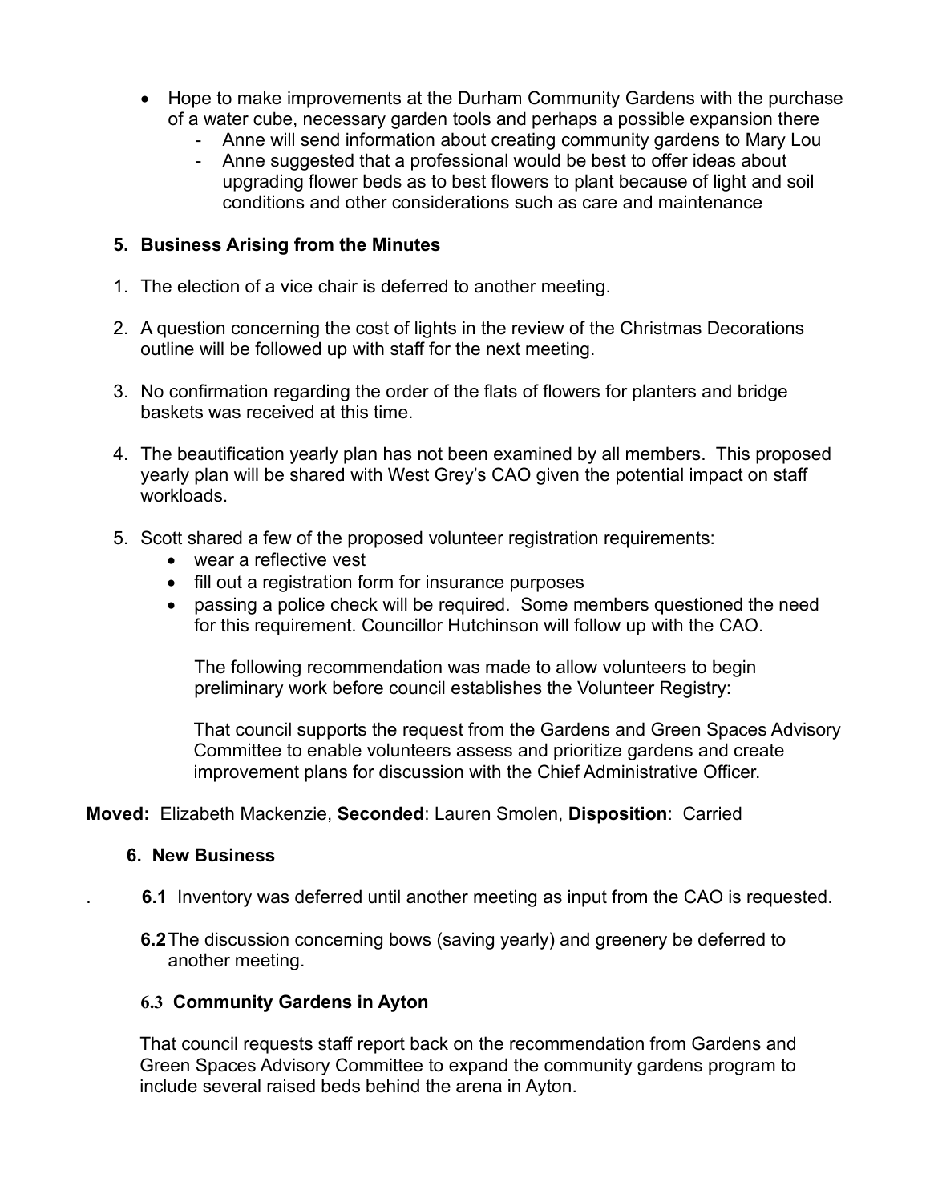- Hope to make improvements at the Durham Community Gardens with the purchase of a water cube, necessary garden tools and perhaps a possible expansion there
  - Anne will send information about creating community gardens to Mary Lou
  - Anne suggested that a professional would be best to offer ideas about upgrading flower beds as to best flowers to plant because of light and soil conditions and other considerations such as care and maintenance

## 5. Business Arising from the Minutes

1. The election of a vice chair is deferred to another meeting.

2. A question concerning the cost of lights in the review of the Christmas Decorations outline will be followed up with staff for the next meeting.

3. No confirmation regarding the order of the flats of flowers for planters and bridge baskets was received at this time.

4. The beautification yearly plan has not been examined by all members. This proposed yearly plan will be shared with West Grey's CAO given the potential impact on staff workloads.

5. Scott shared a few of the proposed volunteer registration requirements:
   - wear a reflective vest
   - fill out a registration form for insurance purposes
   - passing a police check will be required. Some members questioned the need for this requirement. Councillor Hutchinson will follow up with the CAO.

   The following recommendation was made to allow volunteers to begin preliminary work before council establishes the Volunteer Registry:

   That council supports the request from the Gardens and Green Spaces Advisory Committee to enable volunteers assess and prioritize gardens and create improvement plans for discussion with the Chief Administrative Officer.

**Moved:** Elizabeth Mackenzie, **Seconded**: Lauren Smolen, **Disposition**: Carried

## 6. New Business

**6.1** Inventory was deferred until another meeting as input from the CAO is requested.

**6.2** The discussion concerning bows (saving yearly) and greenery be deferred to another meeting.

### 6.3 Community Gardens in Ayton

That council requests staff report back on the recommendation from Gardens and Green Spaces Advisory Committee to expand the community gardens program to include several raised beds behind the arena in Ayton.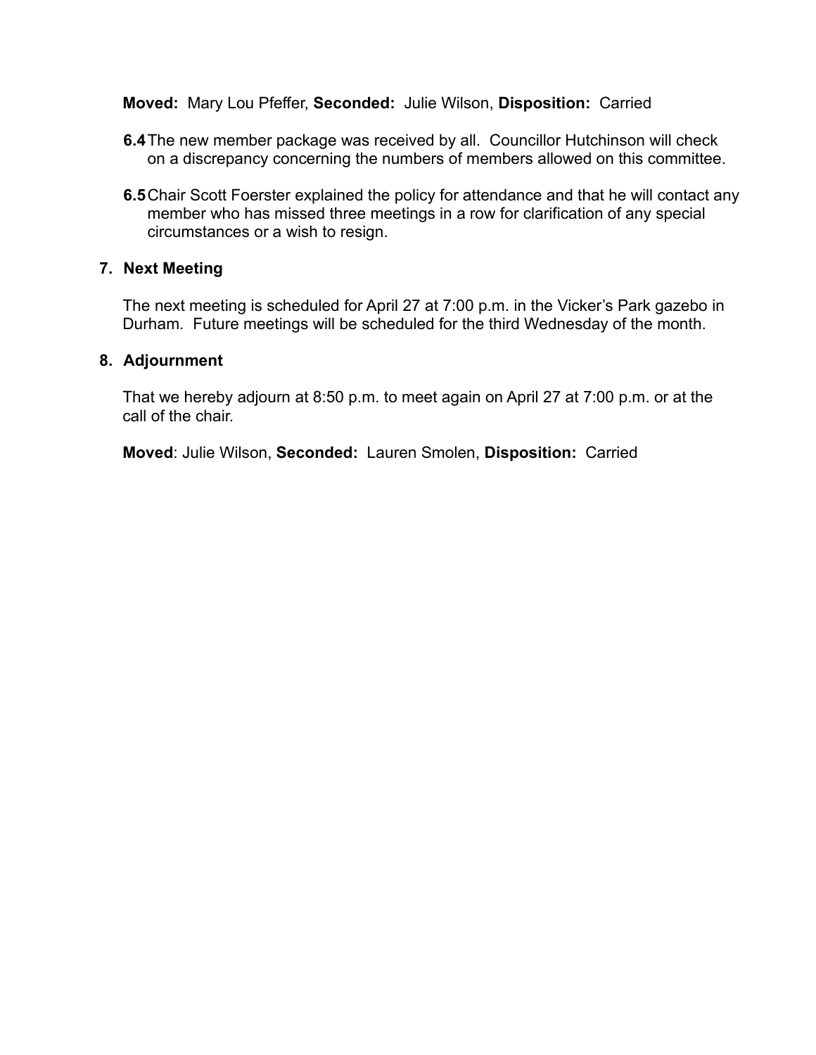**Moved:** Mary Lou Pfeffer, **Seconded:** Julie Wilson, **Disposition:** Carried

**6.4** The new member package was received by all. Councillor Hutchinson will check on a discrepancy concerning the numbers of members allowed on this committee.

**6.5** Chair Scott Foerster explained the policy for attendance and that he will contact any member who has missed three meetings in a row for clarification of any special circumstances or a wish to resign.

## 7. Next Meeting

The next meeting is scheduled for April 27 at 7:00 p.m. in the Vicker's Park gazebo in Durham. Future meetings will be scheduled for the third Wednesday of the month.

## 8. Adjournment

That we hereby adjourn at 8:50 p.m. to meet again on April 27 at 7:00 p.m. or at the call of the chair.

**Moved**: Julie Wilson, **Seconded:** Lauren Smolen, **Disposition:** Carried